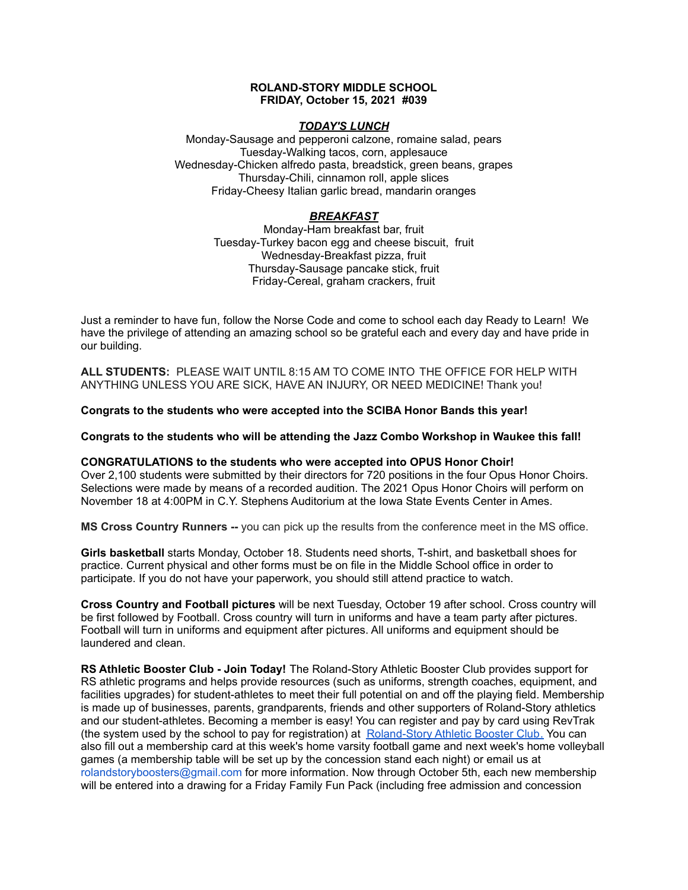**ROLAND-STORY MIDDLE SCHOOL**
**FRIDAY, October 15, 2021 #039**

***TODAY'S LUNCH***

Monday-Sausage and pepperoni calzone, romaine salad, pears
Tuesday-Walking tacos, corn, applesauce
Wednesday-Chicken alfredo pasta, breadstick, green beans, grapes
Thursday-Chili, cinnamon roll, apple slices
Friday-Cheesy Italian garlic bread, mandarin oranges

***BREAKFAST***

Monday-Ham breakfast bar, fruit
Tuesday-Turkey bacon egg and cheese biscuit, fruit
Wednesday-Breakfast pizza, fruit
Thursday-Sausage pancake stick, fruit
Friday-Cereal, graham crackers, fruit

Just a reminder to have fun, follow the Norse Code and come to school each day Ready to Learn! We have the privilege of attending an amazing school so be grateful each and every day and have pride in our building.

**ALL STUDENTS:** PLEASE WAIT UNTIL 8:15 AM TO COME INTO THE OFFICE FOR HELP WITH ANYTHING UNLESS YOU ARE SICK, HAVE AN INJURY, OR NEED MEDICINE! Thank you!

**Congrats to the students who were accepted into the SCIBA Honor Bands this year!**

**Congrats to the students who will be attending the Jazz Combo Workshop in Waukee this fall!**

**CONGRATULATIONS to the students who were accepted into OPUS Honor Choir!**
Over 2,100 students were submitted by their directors for 720 positions in the four Opus Honor Choirs. Selections were made by means of a recorded audition. The 2021 Opus Honor Choirs will perform on November 18 at 4:00PM in C.Y. Stephens Auditorium at the Iowa State Events Center in Ames.

**MS Cross Country Runners --** you can pick up the results from the conference meet in the MS office.

**Girls basketball** starts Monday, October 18. Students need shorts, T-shirt, and basketball shoes for practice. Current physical and other forms must be on file in the Middle School office in order to participate. If you do not have your paperwork, you should still attend practice to watch.

**Cross Country and Football pictures** will be next Tuesday, October 19 after school. Cross country will be first followed by Football. Cross country will turn in uniforms and have a team party after pictures. Football will turn in uniforms and equipment after pictures. All uniforms and equipment should be laundered and clean.

**RS Athletic Booster Club - Join Today!** The Roland-Story Athletic Booster Club provides support for RS athletic programs and helps provide resources (such as uniforms, strength coaches, equipment, and facilities upgrades) for student-athletes to meet their full potential on and off the playing field. Membership is made up of businesses, parents, grandparents, friends and other supporters of Roland-Story athletics and our student-athletes. Becoming a member is easy! You can register and pay by card using RevTrak (the system used by the school to pay for registration) at Roland-Story Athletic Booster Club. You can also fill out a membership card at this week's home varsity football game and next week's home volleyball games (a membership table will be set up by the concession stand each night) or email us at rolandstoryboosters@gmail.com for more information. Now through October 5th, each new membership will be entered into a drawing for a Friday Family Fun Pack (including free admission and concession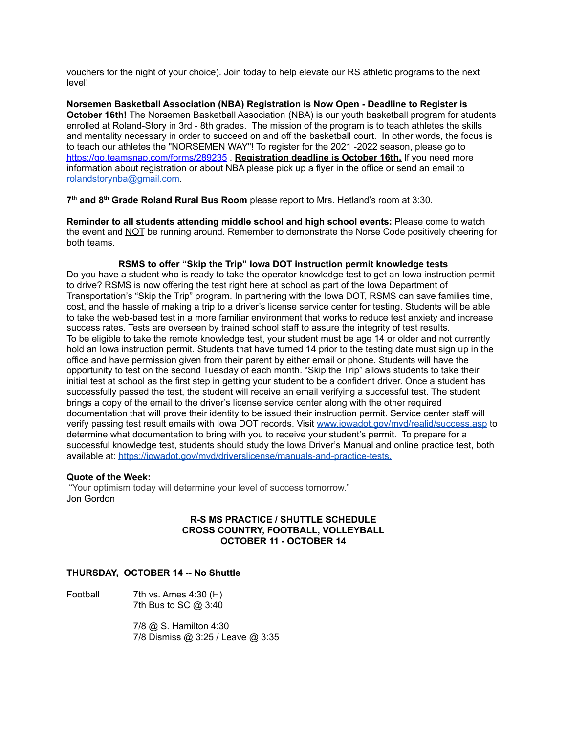vouchers for the night of your choice). Join today to help elevate our RS athletic programs to the next level!

**Norsemen Basketball Association (NBA) Registration is Now Open - Deadline to Register is October 16th!** The Norsemen Basketball Association (NBA) is our youth basketball program for students enrolled at Roland-Story in 3rd - 8th grades. The mission of the program is to teach athletes the skills and mentality necessary in order to succeed on and off the basketball court. In other words, the focus is to teach our athletes the "NORSEMEN WAY"! To register for the 2021 -2022 season, please go to https://go.teamsnap.com/forms/289235 . **<u>Registration deadline is October 16th.</u>** If you need more information about registration or about NBA please pick up a flyer in the office or send an email to rolandstorynba@gmail.com.

**7th and 8th Grade Roland Rural Bus Room** please report to Mrs. Hetland's room at 3:30.

**Reminder to all students attending middle school and high school events:** Please come to watch the event and <u>NOT</u> be running around. Remember to demonstrate the Norse Code positively cheering for both teams.

**RSMS to offer "Skip the Trip" Iowa DOT instruction permit knowledge tests**

Do you have a student who is ready to take the operator knowledge test to get an Iowa instruction permit to drive? RSMS is now offering the test right here at school as part of the Iowa Department of Transportation's "Skip the Trip" program. In partnering with the Iowa DOT, RSMS can save families time, cost, and the hassle of making a trip to a driver's license service center for testing. Students will be able to take the web-based test in a more familiar environment that works to reduce test anxiety and increase success rates. Tests are overseen by trained school staff to assure the integrity of test results.
To be eligible to take the remote knowledge test, your student must be age 14 or older and not currently hold an Iowa instruction permit. Students that have turned 14 prior to the testing date must sign up in the office and have permission given from their parent by either email or phone. Students will have the opportunity to test on the second Tuesday of each month. "Skip the Trip" allows students to take their initial test at school as the first step in getting your student to be a confident driver. Once a student has successfully passed the test, the student will receive an email verifying a successful test. The student brings a copy of the email to the driver's license service center along with the other required documentation that will prove their identity to be issued their instruction permit. Service center staff will verify passing test result emails with Iowa DOT records. Visit www.iowadot.gov/mvd/realid/success.asp to determine what documentation to bring with you to receive your student's permit. To prepare for a successful knowledge test, students should study the Iowa Driver's Manual and online practice test, both available at: https://iowadot.gov/mvd/driverslicense/manuals-and-practice-tests.

**Quote of the Week:**
"Your optimism today will determine your level of success tomorrow."
Jon Gordon

**R-S MS PRACTICE / SHUTTLE SCHEDULE**
**CROSS COUNTRY, FOOTBALL, VOLLEYBALL**
**OCTOBER 11 - OCTOBER 14**

**THURSDAY, OCTOBER 14 -- No Shuttle**

Football
7th vs. Ames 4:30 (H)
7th Bus to SC @ 3:40

7/8 @ S. Hamilton 4:30
7/8 Dismiss @ 3:25 / Leave @ 3:35